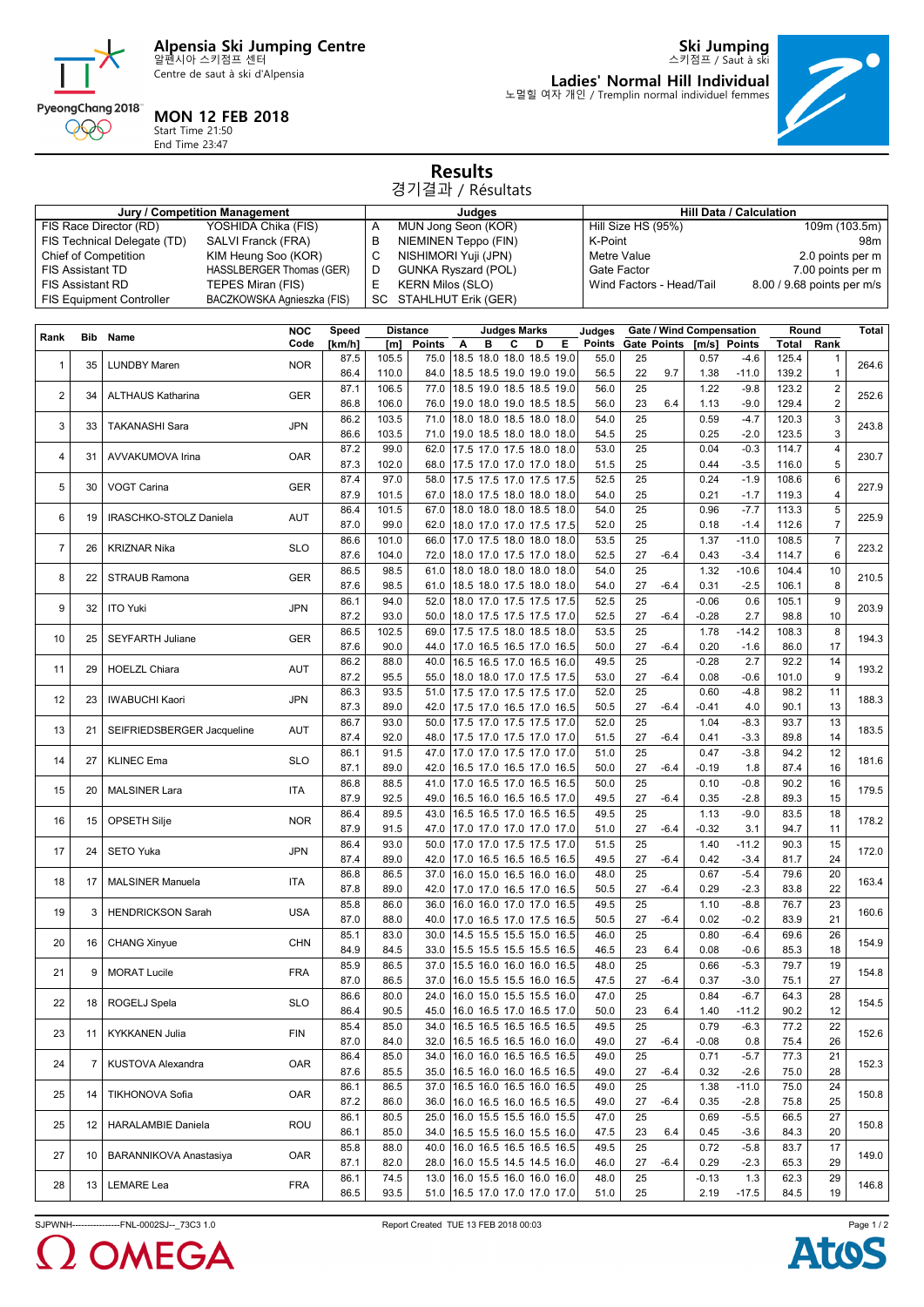# Alpensia Ski Jumping Centre
알펜시아 스키점프 센터
Centre de saut à ski d'Alpensia

**Ski Jumping**
스키점프 / Saut à ski

**Ladies' Normal Hill Individual**
노멀힐 여자 개인 / Tremplin normal individuel femmes

**MON 12 FEB 2018**
Start Time 21:50
End Time 23:47

## Results
경기결과 / Résultats

| Jury / Competition Management | |
|---|---|
| FIS Race Director (RD) | YOSHIDA Chika (FIS) |
| FIS Technical Delegate (TD) | SALVI Franck (FRA) |
| Chief of Competition | KIM Heung Soo (KOR) |
| FIS Assistant TD | HASSLBERGER Thomas (GER) |
| FIS Assistant RD | TEPES Miran (FIS) |
| FIS Equipment Controller | BACZKOWSKA Agnieszka (FIS) |

| Judges | |
|---|---|
| A | MUN Jong Seon (KOR) |
| B | NIEMINEN Teppo (FIN) |
| C | NISHIMORI Yuji (JPN) |
| D | GUNKA Ryszard (POL) |
| E | KERN Milos (SLO) |
| SC | STAHLHUT Erik (GER) |

| Hill Data / Calculation | |
|---|---|
| Hill Size HS (95%) | 109m (103.5m) |
| K-Point | 98m |
| Metre Value | 2.0 points per m |
| Gate Factor | 7.00 points per m |
| Wind Factors - Head/Tail | 8.00 / 9.68 points per m/s |

| Rank | Bib | Name | NOC Code | Speed [km/h] | Distance [m] | Distance Points | A | B | C | D | E | Judges Points | Gate | Gate Points | Wind [m/s] | Wind Points | Round Total | Round Rank | Total |
|---|---|---|---|---|---|---|---|---|---|---|---|---|---|---|---|---|---|---|---|
| 1 | 35 | LUNDBY Maren | NOR | 87.5 | 105.5 | 75.0 | 18.5 | 18.0 | 18.0 | 18.5 | 19.0 | 55.0 | 25 | | 0.57 | -4.6 | 125.4 | 1 | 264.6 |
| | | | | 86.4 | 110.0 | 84.0 | 18.5 | 18.5 | 19.0 | 19.0 | 19.0 | 56.5 | 22 | 9.7 | 1.38 | -11.0 | 139.2 | 1 | |
| 2 | 34 | ALTHAUS Katharina | GER | 87.1 | 106.5 | 77.0 | 18.5 | 19.0 | 18.5 | 18.5 | 19.0 | 56.0 | 25 | | 1.22 | -9.8 | 123.2 | 2 | 252.6 |
| | | | | 86.8 | 106.0 | 76.0 | 19.0 | 18.0 | 19.0 | 18.5 | 18.5 | 56.0 | 23 | 6.4 | 1.13 | -9.0 | 129.4 | 2 | |
| 3 | 33 | TAKANASHI Sara | JPN | 86.2 | 103.5 | 71.0 | 18.0 | 18.0 | 18.5 | 18.0 | 18.0 | 54.0 | 25 | | 0.59 | -4.7 | 120.3 | 3 | 243.8 |
| | | | | 86.6 | 103.5 | 71.0 | 19.0 | 18.5 | 18.0 | 18.0 | 18.0 | 54.5 | 25 | | 0.25 | -2.0 | 123.5 | 3 | |
| 4 | 31 | AVVAKUMOVA Irina | OAR | 87.2 | 99.0 | 62.0 | 17.5 | 17.0 | 17.5 | 18.0 | 18.0 | 53.0 | 25 | | 0.04 | -0.3 | 114.7 | 4 | 230.7 |
| | | | | 87.3 | 102.0 | 68.0 | 17.5 | 17.0 | 17.0 | 17.0 | 18.0 | 51.5 | 25 | | 0.44 | -3.5 | 116.0 | 5 | |
| 5 | 30 | VOGT Carina | GER | 87.4 | 97.0 | 58.0 | 17.5 | 17.5 | 17.0 | 17.5 | 17.5 | 52.5 | 25 | | 0.24 | -1.9 | 108.6 | 6 | 227.9 |
| | | | | 87.9 | 101.5 | 67.0 | 18.0 | 17.5 | 18.0 | 18.0 | 18.0 | 54.0 | 25 | | 0.21 | -1.7 | 119.3 | 4 | |
| 6 | 19 | IRASCHKO-STOLZ Daniela | AUT | 86.4 | 101.5 | 67.0 | 18.0 | 18.0 | 18.0 | 18.5 | 18.0 | 54.0 | 25 | | 0.96 | -7.7 | 113.3 | 5 | 225.9 |
| | | | | 87.0 | 99.0 | 62.0 | 18.0 | 17.0 | 17.0 | 17.5 | 17.5 | 52.0 | 25 | | 0.18 | -1.4 | 112.6 | 7 | |
| 7 | 26 | KRIZNAR Nika | SLO | 86.6 | 101.0 | 66.0 | 17.0 | 17.5 | 18.0 | 18.0 | 18.0 | 53.5 | 25 | | 1.37 | -11.0 | 108.5 | 7 | 223.2 |
| | | | | 87.6 | 104.0 | 72.0 | 18.0 | 17.0 | 17.5 | 17.0 | 18.0 | 52.5 | 27 | -6.4 | 0.43 | -3.4 | 114.7 | 6 | |
| 8 | 22 | STRAUB Ramona | GER | 86.5 | 98.5 | 61.0 | 18.0 | 18.0 | 18.0 | 18.0 | 18.0 | 54.0 | 25 | | 1.32 | -10.6 | 104.4 | 10 | 210.5 |
| | | | | 87.6 | 98.5 | 61.0 | 18.5 | 18.0 | 17.5 | 18.0 | 18.0 | 54.0 | 27 | -6.4 | 0.31 | -2.5 | 106.1 | 8 | |
| 9 | 32 | ITO Yuki | JPN | 86.1 | 94.0 | 52.0 | 18.0 | 17.0 | 17.5 | 17.5 | 17.5 | 52.5 | 25 | | -0.06 | 0.6 | 105.1 | 9 | 203.9 |
| | | | | 87.2 | 93.0 | 50.0 | 18.0 | 17.5 | 17.5 | 17.5 | 17.0 | 52.5 | 27 | -6.4 | -0.28 | 2.7 | 98.8 | 10 | |
| 10 | 25 | SEYFARTH Juliane | GER | 86.5 | 102.5 | 69.0 | 17.5 | 17.5 | 18.0 | 18.5 | 18.0 | 53.5 | 25 | | 1.78 | -14.2 | 108.3 | 8 | 194.3 |
| | | | | 87.6 | 90.0 | 44.0 | 17.0 | 16.5 | 16.5 | 17.0 | 16.5 | 50.0 | 27 | -6.4 | 0.20 | -1.6 | 86.0 | 17 | |
| 11 | 29 | HOELZL Chiara | AUT | 86.2 | 88.0 | 40.0 | 16.5 | 16.5 | 17.0 | 16.5 | 16.0 | 49.5 | 25 | | -0.28 | 2.7 | 92.2 | 14 | 193.2 |
| | | | | 87.2 | 95.5 | 55.0 | 18.0 | 18.0 | 17.0 | 17.5 | 17.5 | 53.0 | 27 | -6.4 | 0.08 | -0.6 | 101.0 | 9 | |
| 12 | 23 | IWABUCHI Kaori | JPN | 86.3 | 93.5 | 51.0 | 17.5 | 17.0 | 17.5 | 17.5 | 17.0 | 52.0 | 25 | | 0.60 | -4.8 | 98.2 | 11 | 188.3 |
| | | | | 87.3 | 89.0 | 42.0 | 17.5 | 17.0 | 16.5 | 17.0 | 16.5 | 50.5 | 27 | -6.4 | -0.41 | 4.0 | 90.1 | 13 | |
| 13 | 21 | SEIFRIEDSBERGER Jacqueline | AUT | 86.7 | 93.0 | 50.0 | 17.5 | 17.0 | 17.5 | 17.5 | 17.0 | 52.0 | 25 | | 1.04 | -8.3 | 93.7 | 13 | 183.5 |
| | | | | 87.4 | 92.0 | 48.0 | 17.5 | 17.0 | 17.5 | 17.0 | 17.0 | 51.5 | 27 | -6.4 | 0.41 | -3.3 | 89.8 | 14 | |
| 14 | 27 | KLINEC Ema | SLO | 86.1 | 91.5 | 47.0 | 17.0 | 17.0 | 17.5 | 17.0 | 17.0 | 51.0 | 25 | | 0.47 | -3.8 | 94.2 | 12 | 181.6 |
| | | | | 87.1 | 89.0 | 42.0 | 16.5 | 17.0 | 16.5 | 17.0 | 16.5 | 50.0 | 27 | -6.4 | -0.19 | 1.8 | 87.4 | 16 | |
| 15 | 20 | MALSINER Lara | ITA | 86.8 | 88.5 | 41.0 | 17.0 | 16.5 | 17.0 | 16.5 | 16.5 | 50.0 | 25 | | 0.10 | -0.8 | 90.2 | 16 | 179.5 |
| | | | | 87.9 | 92.5 | 49.0 | 16.5 | 16.0 | 16.5 | 16.5 | 17.0 | 49.5 | 27 | -6.4 | 0.35 | -2.8 | 89.3 | 15 | |
| 16 | 15 | OPSETH Silje | NOR | 86.4 | 89.5 | 43.0 | 16.5 | 16.5 | 17.0 | 16.5 | 16.5 | 49.5 | 25 | | 1.13 | -9.0 | 83.5 | 18 | 178.2 |
| | | | | 87.9 | 91.5 | 47.0 | 17.0 | 17.0 | 17.0 | 17.0 | 17.0 | 51.0 | 27 | -6.4 | -0.32 | 3.1 | 94.7 | 11 | |
| 17 | 24 | SETO Yuka | JPN | 86.4 | 93.0 | 50.0 | 17.0 | 17.0 | 17.5 | 17.5 | 17.0 | 51.5 | 25 | | 1.40 | -11.2 | 90.3 | 15 | 172.0 |
| | | | | 87.4 | 89.0 | 42.0 | 17.0 | 16.5 | 16.5 | 16.5 | 16.5 | 49.5 | 27 | -6.4 | 0.42 | -3.4 | 81.7 | 24 | |
| 18 | 17 | MALSINER Manuela | ITA | 86.8 | 86.5 | 37.0 | 16.0 | 15.0 | 16.5 | 16.0 | 16.0 | 48.0 | 25 | | 0.67 | -5.4 | 79.6 | 20 | 163.4 |
| | | | | 87.8 | 89.0 | 42.0 | 17.0 | 17.0 | 16.5 | 17.0 | 16.5 | 50.5 | 27 | -6.4 | 0.29 | -2.3 | 83.8 | 22 | |
| 19 | 3 | HENDRICKSON Sarah | USA | 85.8 | 86.0 | 36.0 | 16.0 | 16.0 | 17.0 | 17.0 | 16.5 | 49.5 | 25 | | 1.10 | -8.8 | 76.7 | 23 | 160.6 |
| | | | | 87.0 | 88.0 | 40.0 | 17.0 | 16.5 | 17.0 | 17.5 | 16.5 | 50.5 | 27 | -6.4 | 0.02 | -0.2 | 83.9 | 21 | |
| 20 | 16 | CHANG Xinyue | CHN | 85.1 | 83.0 | 30.0 | 14.5 | 15.5 | 15.5 | 15.0 | 16.5 | 46.0 | 25 | | 0.80 | -6.4 | 69.6 | 26 | 154.9 |
| | | | | 84.9 | 84.5 | 33.0 | 15.5 | 15.5 | 15.5 | 15.5 | 16.5 | 46.5 | 23 | 6.4 | 0.08 | -0.6 | 85.3 | 18 | |
| 21 | 9 | MORAT Lucile | FRA | 85.9 | 86.5 | 37.0 | 15.5 | 16.0 | 16.0 | 16.0 | 16.5 | 48.0 | 25 | | 0.66 | -5.3 | 79.7 | 19 | 154.8 |
| | | | | 87.0 | 86.5 | 37.0 | 16.0 | 15.5 | 15.5 | 16.0 | 16.5 | 47.5 | 27 | -6.4 | 0.37 | -3.0 | 75.1 | 27 | |
| 22 | 18 | ROGELJ Spela | SLO | 86.6 | 80.0 | 24.0 | 16.0 | 15.0 | 15.5 | 15.5 | 16.0 | 47.0 | 25 | | 0.84 | -6.7 | 64.3 | 28 | 154.5 |
| | | | | 86.4 | 90.5 | 45.0 | 16.0 | 16.5 | 17.0 | 16.5 | 17.0 | 50.0 | 23 | 6.4 | 1.40 | -11.2 | 90.2 | 12 | |
| 23 | 11 | KYKKANEN Julia | FIN | 85.4 | 85.0 | 34.0 | 16.5 | 16.5 | 16.5 | 16.5 | 16.5 | 49.5 | 25 | | 0.79 | -6.3 | 77.2 | 22 | 152.6 |
| | | | | 87.0 | 84.0 | 32.0 | 16.5 | 16.5 | 16.5 | 16.0 | 16.0 | 49.0 | 27 | -6.4 | -0.08 | 0.8 | 75.4 | 26 | |
| 24 | 7 | KUSTOVA Alexandra | OAR | 86.4 | 85.0 | 34.0 | 16.0 | 16.0 | 16.5 | 16.5 | 16.5 | 49.0 | 25 | | 0.71 | -5.7 | 77.3 | 21 | 152.3 |
| | | | | 87.6 | 85.5 | 35.0 | 16.5 | 16.0 | 16.0 | 16.5 | 16.5 | 49.0 | 27 | -6.4 | 0.32 | -2.6 | 75.0 | 28 | |
| 25 | 14 | TIKHONOVA Sofia | OAR | 86.1 | 86.5 | 37.0 | 16.5 | 16.0 | 16.5 | 16.0 | 16.5 | 49.0 | 25 | | 1.38 | -11.0 | 75.0 | 24 | 150.8 |
| | | | | 87.2 | 86.0 | 36.0 | 16.0 | 16.5 | 16.0 | 16.5 | 16.5 | 49.0 | 27 | -6.4 | 0.35 | -2.8 | 75.8 | 25 | |
| 25 | 12 | HARALAMBIE Daniela | ROU | 86.1 | 80.5 | 25.0 | 16.0 | 15.5 | 15.5 | 16.0 | 15.5 | 47.0 | 25 | | 0.69 | -5.5 | 66.5 | 27 | 150.8 |
| | | | | 86.1 | 85.0 | 34.0 | 16.5 | 15.5 | 16.0 | 15.5 | 16.0 | 47.5 | 23 | 6.4 | 0.45 | -3.6 | 84.3 | 20 | |
| 27 | 10 | BARANNIKOVA Anastasiya | OAR | 85.8 | 88.0 | 40.0 | 16.0 | 16.5 | 16.5 | 16.5 | 16.5 | 49.5 | 25 | | 0.72 | -5.8 | 83.7 | 17 | 149.0 |
| | | | | 87.1 | 82.0 | 28.0 | 16.0 | 15.5 | 14.5 | 14.5 | 16.0 | 46.0 | 27 | -6.4 | 0.29 | -2.3 | 65.3 | 29 | |
| 28 | 13 | LEMARE Lea | FRA | 86.1 | 74.5 | 13.0 | 16.0 | 15.5 | 16.0 | 16.0 | 16.0 | 48.0 | 25 | | -0.13 | 1.3 | 62.3 | 29 | 146.8 |
| | | | | 86.5 | 93.5 | 51.0 | 16.5 | 17.0 | 17.0 | 17.0 | 17.0 | 51.0 | 25 | | 2.19 | -17.5 | 84.5 | 19 | |

SJPWNH---------------FNL-0002SJ--_73C3 1.0    Report Created TUE 13 FEB 2018 00:03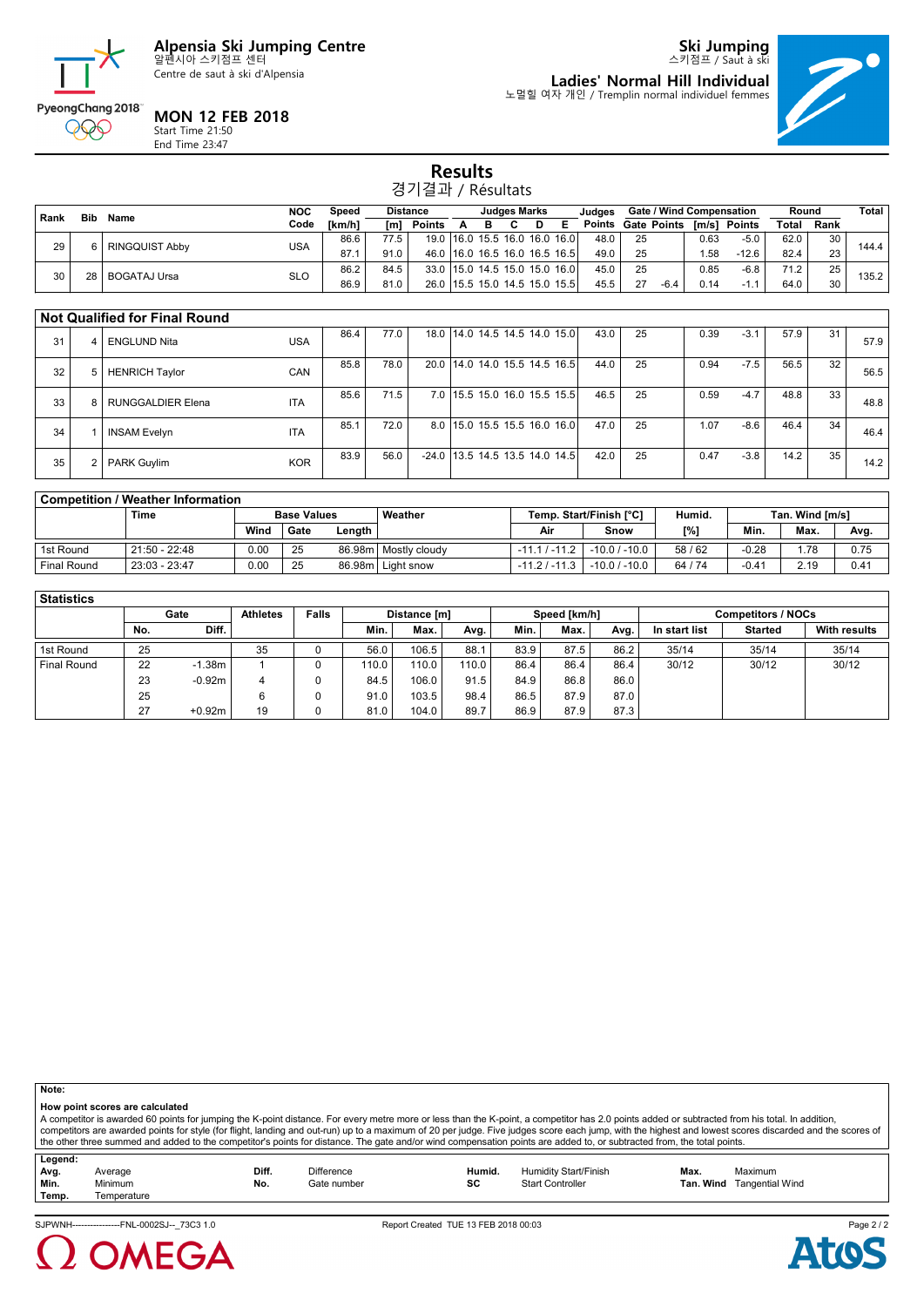# Alpensia Ski Jumping Centre
알펜시아 스키점프 센터
Centre de saut à ski d'Alpensia

**Ski Jumping**
스키점프 / Saut à ski

**Ladies' Normal Hill Individual**
노멀힐 여자 개인 / Tremplin normal individuel femmes

**MON 12 FEB 2018**
Start Time 21:50
End Time 23:47

## Results
경기결과 / Résultats

| Rank | Bib | Name | NOC Code | Speed [km/h] | Distance [m] | Distance Points | Judges Marks A | B | C | D | E | Judges Points | Gate | Gate Points | Wind [m/s] | Wind Points | Round Total | Round Rank | Total |
|---|---|---|---|---|---|---|---|---|---|---|---|---|---|---|---|---|---|---|---|
| 29 | 6 | RINGQUIST Abby | USA | 86.6 | 77.5 | 19.0 | 16.0 | 15.5 | 16.0 | 16.0 | 16.0 | 48.0 | 25 | | 0.63 | -5.0 | 62.0 | 30 | 144.4 |
| | | | | 87.1 | 91.0 | 46.0 | 16.0 | 16.5 | 16.0 | 16.5 | 16.5 | 49.0 | 25 | | 1.58 | -12.6 | 82.4 | 23 | |
| 30 | 28 | BOGATAJ Ursa | SLO | 86.2 | 84.5 | 33.0 | 15.0 | 14.5 | 15.0 | 15.0 | 16.0 | 45.0 | 25 | | 0.85 | -6.8 | 71.2 | 25 | 135.2 |
| | | | | 86.9 | 81.0 | 26.0 | 15.5 | 15.0 | 14.5 | 15.0 | 15.5 | 45.5 | 27 | -6.4 | 0.14 | -1.1 | 64.0 | 30 | |

### Not Qualified for Final Round

| Rank | Bib | Name | NOC Code | Speed [km/h] | Distance [m] | Distance Points | Judges Marks A | B | C | D | E | Judges Points | Gate | Gate Points | Wind [m/s] | Wind Points | Round Total | Round Rank | Total |
|---|---|---|---|---|---|---|---|---|---|---|---|---|---|---|---|---|---|---|---|
| 31 | 4 | ENGLUND Nita | USA | 86.4 | 77.0 | 18.0 | 14.0 | 14.5 | 14.5 | 14.0 | 15.0 | 43.0 | 25 | | 0.39 | -3.1 | 57.9 | 31 | 57.9 |
| 32 | 5 | HENRICH Taylor | CAN | 85.8 | 78.0 | 20.0 | 14.0 | 14.0 | 15.5 | 14.5 | 16.5 | 44.0 | 25 | | 0.94 | -7.5 | 56.5 | 32 | 56.5 |
| 33 | 8 | RUNGGALDIER Elena | ITA | 85.6 | 71.5 | 7.0 | 15.5 | 15.0 | 16.0 | 15.5 | 15.5 | 46.5 | 25 | | 0.59 | -4.7 | 48.8 | 33 | 48.8 |
| 34 | 1 | INSAM Evelyn | ITA | 85.1 | 72.0 | 8.0 | 15.0 | 15.5 | 15.5 | 16.0 | 16.0 | 47.0 | 25 | | 1.07 | -8.6 | 46.4 | 34 | 46.4 |
| 35 | 2 | PARK Guylim | KOR | 83.9 | 56.0 | -24.0 | 13.5 | 14.5 | 13.5 | 14.0 | 14.5 | 42.0 | 25 | | 0.47 | -3.8 | 14.2 | 35 | 14.2 |

### Competition / Weather Information

| | Time | Base Values Wind | Gate | Length | Weather | Temp. Start/Finish [°C] Air | Snow | Humid. [%] | Tan. Wind [m/s] Min. | Max. | Avg. |
|---|---|---|---|---|---|---|---|---|---|---|---|
| 1st Round | 21:50 - 22:48 | 0.00 | 25 | 86.98m | Mostly cloudy | -11.1 / -11.2 | -10.0 / -10.0 | 58 / 62 | -0.28 | 1.78 | 0.75 |
| Final Round | 23:03 - 23:47 | 0.00 | 25 | 86.98m | Light snow | -11.2 / -11.3 | -10.0 / -10.0 | 64 / 74 | -0.41 | 2.19 | 0.41 |

### Statistics

| | Gate No. | Gate Diff. | Athletes | Falls | Distance [m] Min. | Max. | Avg. | Speed [km/h] Min. | Max. | Avg. | Competitors / NOCs In start list | Started | With results |
|---|---|---|---|---|---|---|---|---|---|---|---|---|---|
| 1st Round | 25 | | 35 | 0 | 56.0 | 106.5 | 88.1 | 83.9 | 87.5 | 86.2 | 35/14 | 35/14 | 35/14 |
| Final Round | 22 | -1.38m | 1 | 0 | 110.0 | 110.0 | 110.0 | 86.4 | 86.4 | 86.4 | 30/12 | 30/12 | 30/12 |
| | 23 | -0.92m | 4 | 0 | 84.5 | 106.0 | 91.5 | 84.9 | 86.8 | 86.0 | | | |
| | 25 | | 6 | 0 | 91.0 | 103.5 | 98.4 | 86.5 | 87.9 | 87.0 | | | |
| | 27 | +0.92m | 19 | 0 | 81.0 | 104.0 | 89.7 | 86.9 | 87.9 | 87.3 | | | |

**Note:**

**How point scores are calculated**
A competitor is awarded 60 points for jumping the K-point distance. For every metre more or less than the K-point, a competitor has 2.0 points added or subtracted from his total. In addition, competitors are awarded points for style (for flight, landing and out-run) up to a maximum of 20 per judge. Five judges score each jump, with the highest and lowest scores discarded and the scores of the other three summed and added to the competitor's points for distance. The gate and/or wind compensation points are added to, or subtracted from, the total points.

**Legend:**

| | | | | | | | |
|---|---|---|---|---|---|---|---|
| **Avg.** | Average | **Diff.** | Difference | **Humid.** | Humidity Start/Finish | **Max.** | Maximum |
| **Min.** | Minimum | **No.** | Gate number | **SC** | Start Controller | **Tan. Wind** | Tangential Wind |
| **Temp.** | Temperature | | | | | | |

SJPWNH----------------FNL-0002SJ--_73C3 1.0 Report Created TUE 13 FEB 2018 00:03